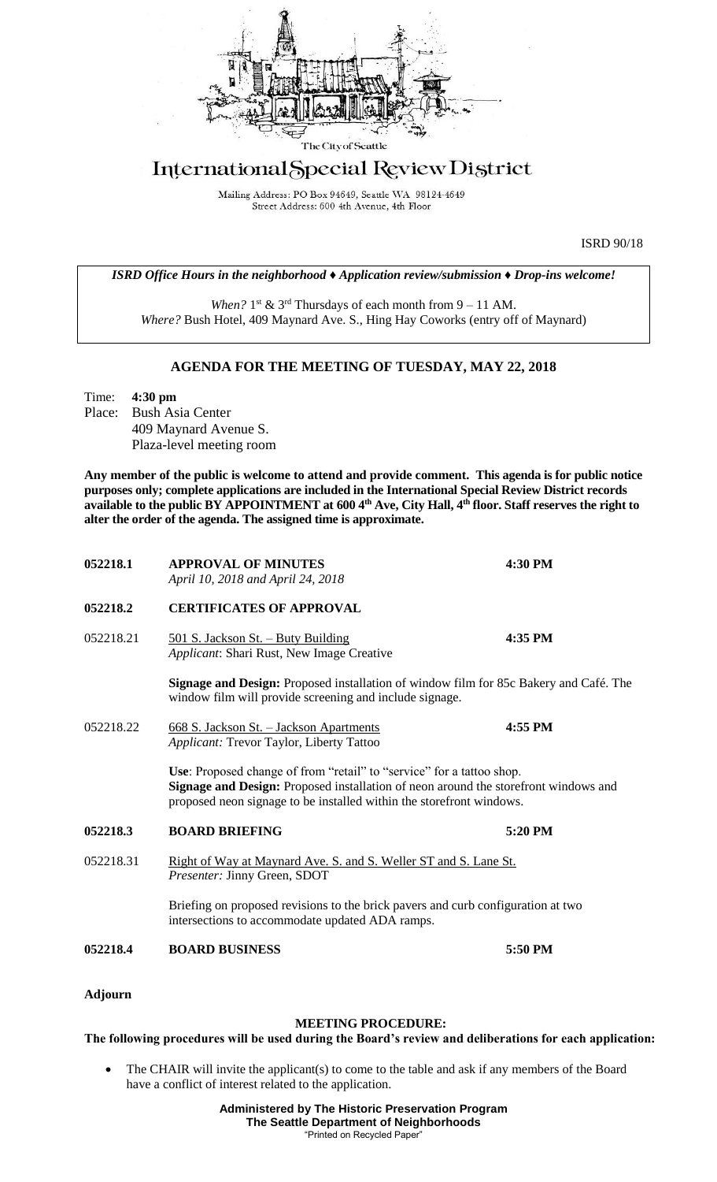The City of Seattle

# International Special Review District

Mailing Address: PO Box 94649, Seattle WA 98124-4649
Street Address: 600 4th Avenue, 4th Floor

ISRD 90/18

*ISRD Office Hours in the neighborhood ♦ Application review/submission ♦ Drop-ins welcome!*

*When?* 1st & 3rd Thursdays of each month from 9 – 11 AM.
*Where?* Bush Hotel, 409 Maynard Ave. S., Hing Hay Coworks (entry off of Maynard)

## AGENDA FOR THE MEETING OF TUESDAY, MAY 22, 2018

Time: **4:30 pm**
Place: Bush Asia Center
409 Maynard Avenue S.
Plaza-level meeting room

**Any member of the public is welcome to attend and provide comment. This agenda is for public notice purposes only; complete applications are included in the International Special Review District records available to the public BY APPOINTMENT at 600 4th Ave, City Hall, 4th floor. Staff reserves the right to alter the order of the agenda. The assigned time is approximate.**

**052218.1 APPROVAL OF MINUTES** **4:30 PM**
*April 10, 2018 and April 24, 2018*

**052218.2 CERTIFICATES OF APPROVAL**

052218.21 501 S. Jackson St. – Buty Building **4:35 PM**
*Applicant*: Shari Rust, New Image Creative

**Signage and Design:** Proposed installation of window film for 85c Bakery and Café. The window film will provide screening and include signage.

052218.22 668 S. Jackson St. – Jackson Apartments **4:55 PM**
*Applicant:* Trevor Taylor, Liberty Tattoo

**Use**: Proposed change of from "retail" to "service" for a tattoo shop.
**Signage and Design:** Proposed installation of neon around the storefront windows and proposed neon signage to be installed within the storefront windows.

**052218.3 BOARD BRIEFING** **5:20 PM**

052218.31 Right of Way at Maynard Ave. S. and S. Weller ST and S. Lane St.
*Presenter:* Jinny Green, SDOT

Briefing on proposed revisions to the brick pavers and curb configuration at two intersections to accommodate updated ADA ramps.

**052218.4 BOARD BUSINESS** **5:50 PM**

**Adjourn**

### MEETING PROCEDURE:

**The following procedures will be used during the Board's review and deliberations for each application:**

- The CHAIR will invite the applicant(s) to come to the table and ask if any members of the Board have a conflict of interest related to the application.

**Administered by The Historic Preservation Program**
**The Seattle Department of Neighborhoods**
"Printed on Recycled Paper"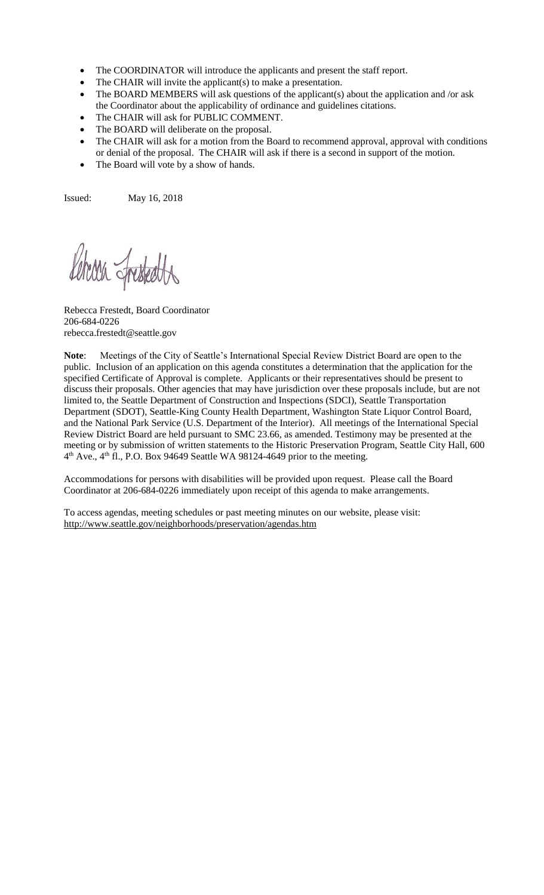- The COORDINATOR will introduce the applicants and present the staff report.
- The CHAIR will invite the applicant(s) to make a presentation.
- The BOARD MEMBERS will ask questions of the applicant(s) about the application and /or ask the Coordinator about the applicability of ordinance and guidelines citations.
- The CHAIR will ask for PUBLIC COMMENT.
- The BOARD will deliberate on the proposal.
- The CHAIR will ask for a motion from the Board to recommend approval, approval with conditions or denial of the proposal. The CHAIR will ask if there is a second in support of the motion.
- The Board will vote by a show of hands.

Issued: May 16, 2018

Rebecca Frestedt, Board Coordinator
206-684-0226
rebecca.frestedt@seattle.gov

**Note**: Meetings of the City of Seattle's International Special Review District Board are open to the public. Inclusion of an application on this agenda constitutes a determination that the application for the specified Certificate of Approval is complete. Applicants or their representatives should be present to discuss their proposals. Other agencies that may have jurisdiction over these proposals include, but are not limited to, the Seattle Department of Construction and Inspections (SDCI), Seattle Transportation Department (SDOT), Seattle-King County Health Department, Washington State Liquor Control Board, and the National Park Service (U.S. Department of the Interior). All meetings of the International Special Review District Board are held pursuant to SMC 23.66, as amended. Testimony may be presented at the meeting or by submission of written statements to the Historic Preservation Program, Seattle City Hall, 600 4th Ave., 4th fl., P.O. Box 94649 Seattle WA 98124-4649 prior to the meeting.

Accommodations for persons with disabilities will be provided upon request. Please call the Board Coordinator at 206-684-0226 immediately upon receipt of this agenda to make arrangements.

To access agendas, meeting schedules or past meeting minutes on our website, please visit: http://www.seattle.gov/neighborhoods/preservation/agendas.htm